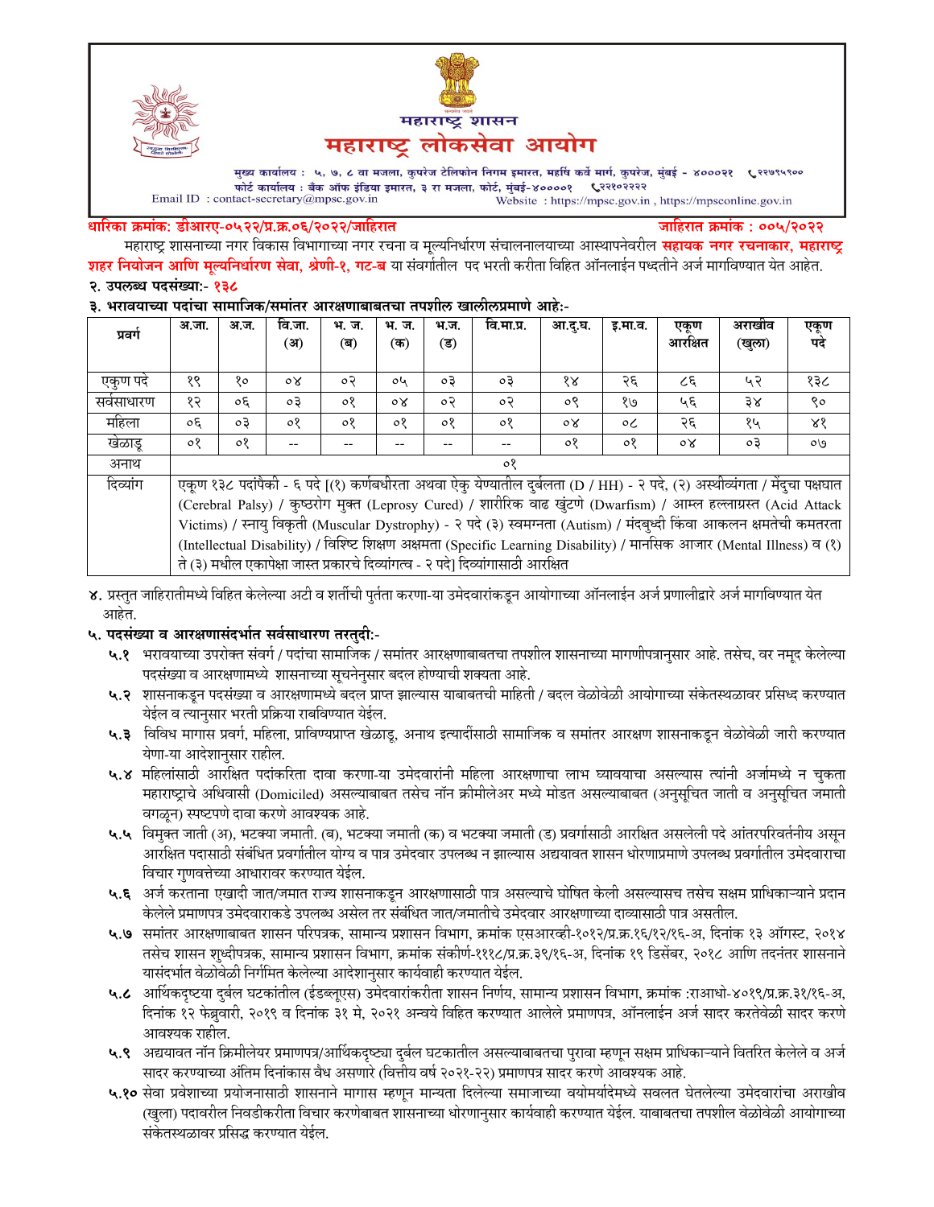# महाराष्ट्र शासन

# महाराष्ट्र लोकसेवा आयोग

मुख्य कार्यालय : ५, ७, ८ वा मजला, कुपरेज टेलिफोन निगम इमारत, महर्षि कर्वे मार्ग, कुपरेज, मुंबई - ४०००२१ ☎२२७९५९००
फोर्ट कार्यालय : बँक ऑफ इंडिया इमारत, ३ रा मजला, फोर्ट, मुंबई-४००००१ ☎२२१०२२२२
Email ID : contact-secretary@mpsc.gov.in
Website : https://mpsc.gov.in , https://mpsconline.gov.in

**धारिका क्रमांक: डीआरए-०५२२/प्र.क्र.०६/२०२२/जाहिरात** **जाहिरात क्रमांक : ००५/२०२२**

महाराष्ट्र शासनाच्या नगर विकास विभागाच्या नगर रचना व मूल्यनिर्धारण संचालनालयाच्या आस्थापनेवरील **सहायक नगर रचनाकार, महाराष्ट्र शहर नियोजन आणि मूल्यनिर्धारण सेवा, श्रेणी-१, गट-ब** या संवर्गातील पद भरती करीता विहित ऑनलाईन पध्दतीने अर्ज मागविण्यात येत आहेत.

**२. उपलब्ध पदसंख्या:- १३८**

**३. भरावयाच्या पदांचा सामाजिक/समांतर आरक्षणाबाबतचा तपशील खालीलप्रमाणे आहे:-**

| प्रवर्ग | अ.जा. | अ.ज. | वि.जा. (अ) | भ. ज. (ब) | भ. ज. (क) | भ.ज. (ड) | वि.मा.प्र. | आ.दु.घ. | इ.मा.व. | एकूण आरक्षित | अराखीव (खुला) | एकूण पदे |
|---|---|---|---|---|---|---|---|---|---|---|---|---|
| एकुण पदे | १९ | १० | ०४ | ०२ | ०५ | ०३ | ०३ | १४ | २६ | ८६ | ५२ | १३८ |
| सर्वसाधारण | १२ | ०६ | ०३ | ०१ | ०४ | ०२ | ०२ | ०९ | १७ | ५६ | ३४ | ९० |
| महिला | ०६ | ०३ | ०१ | ०१ | ०१ | ०१ | ०१ | ०४ | ०८ | २६ | १५ | ४१ |
| खेळाडू | ०१ | ०१ | -- | -- | -- | -- | -- | ०१ | ०१ | ०४ | ०३ | ०७ |
| अनाथ | ०१ | | | | | | | | | | | |
| दिव्यांग | एकूण १३८ पदांपैकी - ६ पदे [(१) कर्णबधीरता अथवा ऐकु येण्यातील दुर्बलता (D / HH) - २ पदे, (२) अस्थीव्यंगता / मेंदुचा पक्षघात (Cerebral Palsy) / कुष्ठरोग मुक्त (Leprosy Cured) / शारीरिक वाढ खुंटणे (Dwarfism) / आम्ल हल्लाग्रस्त (Acid Attack Victims) / स्नायु विकृती (Muscular Dystrophy) - २ पदे (३) स्वमग्नता (Autism) / मंदबुध्दी किंवा आकलन क्षमतेची कमतरता (Intellectual Disability) / विशिष्ट शिक्षण अक्षमता (Specific Learning Disability) / मानसिक आजार (Mental Illness) व (१) ते (३) मधील एकापेक्षा जास्त प्रकारचे दिव्यांगत्व - २ पदे] दिव्यांगासाठी आरक्षित | | | | | | | | | | | |

४. प्रस्तुत जाहिरातीमध्ये विहित केलेल्या अटी व शर्तीची पुर्तता करणा-या उमेदवारांकडून आयोगाच्या ऑनलाईन अर्ज प्रणालीद्वारे अर्ज मागविण्यात येत आहेत.

**५. पदसंख्या व आरक्षणासंदर्भात सर्वसाधारण तरतुदी:-**

**५.१** भरावयाच्या उपरोक्त संवर्ग / पदांचा सामाजिक / समांतर आरक्षणाबाबतचा तपशील शासनाच्या मागणीपत्रानुसार आहे. तसेच, वर नमूद केलेल्या पदसंख्या व आरक्षणामध्ये शासनाच्या सूचनेनुसार बदल होण्याची शक्यता आहे.

**५.२** शासनाकडून पदसंख्या व आरक्षणामध्ये बदल प्राप्त झाल्यास याबाबतची माहिती / बदल वेळोवेळी आयोगाच्या संकेतस्थळावर प्रसिध्द करण्यात येईल व त्यानुसार भरती प्रक्रिया राबविण्यात येईल.

**५.३** विविध मागास प्रवर्ग, महिला, प्राविण्यप्राप्त खेळाडू, अनाथ इत्यादींसाठी सामाजिक व समांतर आरक्षण शासनाकडून वेळोवेळी जारी करण्यात येणा-या आदेशानुसार राहील.

**५.४** महिलांसाठी आरक्षित पदांकरिता दावा करणा-या उमेदवारांनी महिला आरक्षणाचा लाभ घ्यावयाचा असल्यास त्यांनी अर्जामध्ये न चुकता महाराष्ट्राचे अधिवासी (Domiciled) असल्याबाबत तसेच नॉन क्रीमीलेअर मध्ये मोडत असल्याबाबत (अनुसूचित जाती व अनुसूचित जमाती वगळून) स्पष्टपणे दावा करणे आवश्यक आहे.

**५.५** विमुक्त जाती (अ), भटक्या जमाती. (ब), भटक्या जमाती (क) व भटक्या जमाती (ड) प्रवर्गासाठी आरक्षित असलेली पदे आंतरपरिवर्तनीय असून आरक्षित पदासाठी संबंधित प्रवर्गातील योग्य व पात्र उमेदवार उपलब्ध न झाल्यास अद्ययावत शासन धोरणाप्रमाणे उपलब्ध प्रवर्गातील उमेदवाराचा विचार गुणवत्तेच्या आधारावर करण्यात येईल.

**५.६** अर्ज करताना एखादी जात/जमात राज्य शासनाकडून आरक्षणासाठी पात्र असल्याचे घोषित केली असल्यासच तसेच सक्षम प्राधिकाऱ्याने प्रदान केलेले प्रमाणपत्र उमेदवाराकडे उपलब्ध असेल तर संबंधित जात/जमातीचे उमेदवार आरक्षणाच्या दाव्यासाठी पात्र असतील.

**५.७** समांतर आरक्षणाबाबत शासन परिपत्रक, सामान्य प्रशासन विभाग, क्रमांक एसआरव्ही-१०१२/प्र.क्र.१६/१२/१६-अ, दिनांक १३ ऑगस्ट, २०१४ तसेच शासन शुध्दीपत्रक, सामान्य प्रशासन विभाग, क्रमांक संकीर्ण-१११८/प्र.क्र.३९/१६-अ, दिनांक १९ डिसेंबर, २०१८ आणि तदनंतर शासनाने यासंदर्भात वेळोवेळी निर्गमित केलेल्या आदेशानुसार कार्यवाही करण्यात येईल.

**५.८** आर्थिकदृष्टया दुर्बल घटकांतील (ईडब्लूएस) उमेदवारांकरीता शासन निर्णय, सामान्य प्रशासन विभाग, क्रमांक :राआधो-४०१९/प्र.क्र.३१/१६-अ, दिनांक १२ फेब्रुवारी, २०१९ व दिनांक ३१ मे, २०२१ अन्वये विहित करण्यात आलेले प्रमाणपत्र, ऑनलाईन अर्ज सादर करतेवेळी सादर करणे आवश्यक राहील.

**५.९** अद्ययावत नॉन क्रिमीलेयर प्रमाणपत्र/आर्थिकदृष्ट्या दुर्बल घटकातील असल्याबाबतचा पुरावा म्हणून सक्षम प्राधिकाऱ्याने वितरित केलेले व अर्ज सादर करण्याच्या अंतिम दिनांकास वैध असणारे (वित्तीय वर्ष २०२१-२२) प्रमाणपत्र सादर करणे आवश्यक आहे.

**५.१०** सेवा प्रवेशाच्या प्रयोजनासाठी शासनाने मागास म्हणून मान्यता दिलेल्या समाजाच्या वयोमर्यादेमध्ये सवलत घेतलेल्या उमेदवारांचा अराखीव (खुला) पदावरील निवडीकरीता विचार करणेबाबत शासनाच्या धोरणानुसार कार्यवाही करण्यात येईल. याबाबतचा तपशील वेळोवेळी आयोगाच्या संकेतस्थळावर प्रसिद्ध करण्यात येईल.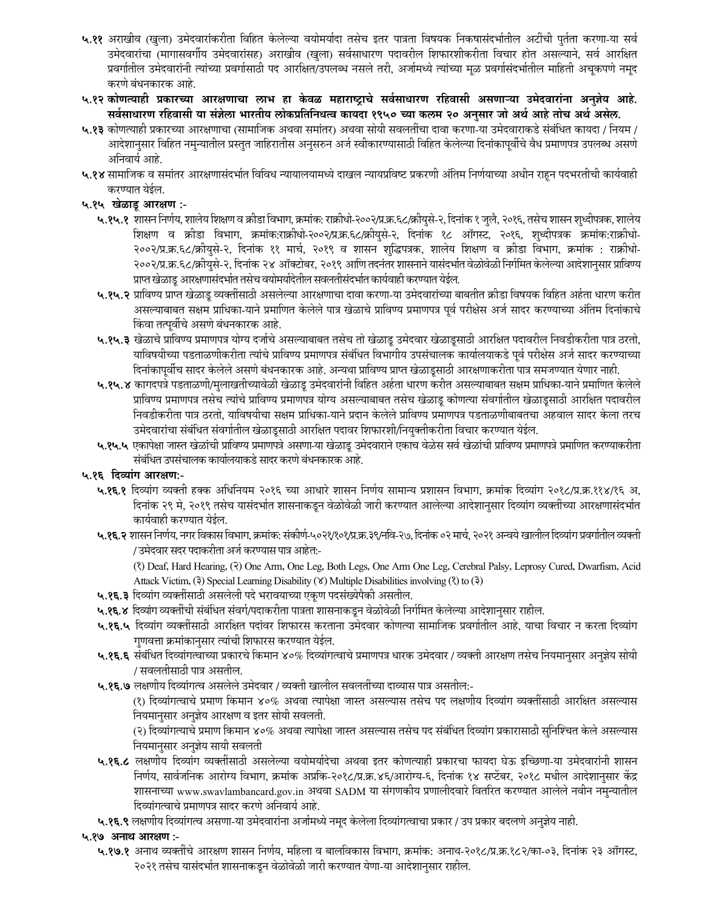**५.११** अराखीव (खुला) उमेदवारांकरीता विहित केलेल्या वयोमर्यादा तसेच इतर पात्रता विषयक निकषासंदर्भातील अटींची पुर्तता करणा-या सर्व उमेदवारांचा (मागासवर्गीय उमेदवारांसह) अराखीव (खुला) सर्वसाधारण पदावरील शिफारशीकरीता विचार होत असल्याने, सर्व आरक्षित प्रवर्गातील उमेदवारांनी त्यांच्या प्रवर्गासाठी पद आरक्षित/उपलब्ध नसले तरी, अर्जामध्ये त्यांच्या मूळ प्रवर्गासंदर्भातील माहिती अचूकपणे नमूद करणे बंधनकारक आहे.

**५.१२ कोणत्याही प्रकारच्या आरक्षणाचा लाभ हा केवळ महाराष्ट्राचे सर्वसाधारण रहिवासी असणाऱ्या उमेदवारांना अनुज्ञेय आहे. सर्वसाधारण रहिवासी या संज्ञेला भारतीय लोकप्रतिनिधत्व कायदा १९५० च्या कलम २० अनुसार जो अर्थ आहे तोच अर्थ असेल.**

**५.१३** कोणत्याही प्रकारच्या आरक्षणाचा (सामाजिक अथवा समांतर) अथवा सोयी सवलतींचा दावा करणा-या उमेदवाराकडे संबंधित कायदा / नियम / आदेशानुसार विहित नमुन्यातील प्रस्तुत जाहिरातीस अनुसरुन अर्ज स्वीकारण्यासाठी विहित केलेल्या दिनांकापूर्वीचे वैध प्रमाणपत्र उपलब्ध असणे अनिवार्य आहे.

**५.१४** सामाजिक व समांतर आरक्षणासंदर्भात विविध न्यायालयामध्ये दाखल न्यायप्रविष्ट प्रकरणी अंतिम निर्णयाच्या अधीन राहून पदभरतीची कार्यवाही करण्यात येईल.

**५.१५ खेळाडू आरक्षण :-**

**५.१५.१** शासन निर्णय, शालेय शिक्षण व क्रीडा विभाग, क्रमांक: राक्रीधो-२००२/प्र.क्र.६८/क्रीयुसे-२, दिनांक १ जुलै, २०१६, तसेच शासन शुध्दीपत्रक, शालेय शिक्षण व क्रीडा विभाग, क्रमांक:राक्रीधो-२००२/प्र.क्र.६८/क्रीयुसे-२, दिनांक १८ ऑगस्ट, २०१६, शुध्दीपत्रक क्रमांक:राक्रीधो-२००२/प्र.क्र.६८/क्रीयुसे-२, दिनांक ११ मार्च, २०१९ व शासन शुद्धिपत्रक, शालेय शिक्षण व क्रीडा विभाग, क्रमांक : राक्रीधो-२००२/प्र.क्र.६८/क्रीयुसे-२, दिनांक २४ ऑक्टोबर, २०१९ आणि तदनंतर शासनाने यासंदर्भात वेळोवेळी निर्गमित केलेल्या आदेशानुसार प्राविण्य प्राप्त खेळाडू आरक्षणासंदर्भात तसेच वयोमर्यादेतील सवलतीसंदर्भात कार्यवाही करण्यात येईल.

**५.१५.२** प्राविण्य प्राप्त खेळाडू व्यक्तींसाठी असलेल्या आरक्षणाचा दावा करणा-या उमेदवारांच्या बाबतीत क्रीडा विषयक विहित अर्हता धारण करीत असल्याबाबत सक्षम प्राधिका-याने प्रमाणित केलेले पात्र खेळाचे प्राविण्य प्रमाणपत्र पूर्व परीक्षेस अर्ज सादर करण्याच्या अंतिम दिनांकाचे किंवा तत्पूर्वीचे असणे बंधनकारक आहे.

**५.१५.३** खेळाचे प्राविण्य प्रमाणपत्र योग्य दर्जाचे असल्याबाबत तसेच तो खेळाडू उमेदवार खेळाडूसाठी आरक्षित पदावरील निवडीकरीता पात्र ठरतो, याविषयीच्या पडताळणीकरीता त्यांचे प्राविण्य प्रमाणपत्र संबंधित विभागीय उपसंचालक कार्यालयाकडे पूर्व परीक्षेस अर्ज सादर करण्याच्या दिनांकापूर्वीच सादर केलेले असणे बंधनकारक आहे. अन्यथा प्राविण्य प्राप्त खेळाडूसाठी आरक्षणाकरीता पात्र समजण्यात येणार नाही.

**५.१५.४** कागदपत्रे पडताळणी/मुलाखतीच्यावेळी खेळाडू उमेदवारांनी विहित अर्हता धारण करीत असल्याबाबत सक्षम प्राधिका-याने प्रमाणित केलेले प्राविण्य प्रमाणपत्र तसेच त्यांचे प्राविण्य प्रमाणपत्र योग्य असल्याबाबत तसेच खेळाडू कोणत्या संवर्गातील खेळाडूसाठी आरक्षित पदावरील निवडीकरीता पात्र ठरतो, याविषयीचा सक्षम प्राधिका-याने प्रदान केलेले प्राविण्य प्रमाणपत्र पडताळणीबाबतचा अहवाल सादर केला तरच उमेदवारांचा संबंधित संवर्गातील खेळाडूसाठी आरक्षित पदावर शिफारशी/नियुक्तीकरीता विचार करण्यात येईल.

**५.१५.५** एकापेक्षा जास्त खेळांची प्राविण्य प्रमाणपत्रे असणा-या खेळाडू उमेदवाराने एकाच वेळेस सर्व खेळांची प्राविण्य प्रमाणपत्रे प्रमाणित करण्याकरीता संबंधित उपसंचालक कार्यालयाकडे सादर करणे बंधनकारक आहे.

**५.१६ दिव्यांग आरक्षण:-**

**५.१६.१** दिव्यांग व्यक्ती हक्क अधिनियम २०१६ च्या आधारे शासन निर्णय सामान्य प्रशासन विभाग, क्रमांक दिव्यांग २०१८/प्र.क्र.११४/१६ अ, दिनांक २९ मे, २०१९ तसेच यासंदर्भात शासनाकडून वेळोवेळी जारी करण्यात आलेल्या आदेशानुसार दिव्यांग व्यक्तींच्या आरक्षणासंदर्भात कार्यवाही करण्यात येईल.

**५.१६.२** शासन निर्णय, नगर विकास विभाग, क्रमांक: संकीर्ण-५०२१/१०१/प्र.क्र.३९/नवि-२७, दिनांक ०२ मार्च, २०२१ अन्वये खालील दिव्यांग प्रवर्गातील व्यक्ती / उमेदवार सदर पदाकरीता अर्ज करण्यास पात्र आहेत:-

(१) Deaf, Hard Hearing, (२) One Arm, One Leg, Both Legs, One Arm One Leg, Cerebral Palsy, Leprosy Cured, Dwarfism, Acid Attack Victim, (३) Special Learning Disability (४) Multiple Disabilities involving (१) to (३)

**५.१६.३** दिव्यांग व्यक्तींसाठी असलेली पदे भरावयाच्या एकूण पदसंख्येपैकी असतील.

**५.१६.४** दिव्यांग व्यक्तींची संबंधित संवर्ग/पदाकरीता पात्रता शासनाकडून वेळोवेळी निर्गमित केलेल्या आदेशानुसार राहील.

**५.१६.५** दिव्यांग व्यक्तींसाठी आरक्षित पदांवर शिफारस करताना उमेदवार कोणत्या सामाजिक प्रवर्गातील आहे, याचा विचार न करता दिव्यांग गुणवत्ता क्रमांकानुसार त्यांची शिफारस करण्यात येईल.

**५.१६.६** संबंधित दिव्यांगत्वाच्या प्रकारचे किमान ४०% दिव्यांगत्वाचे प्रमाणपत्र धारक उमेदवार / व्यक्ती आरक्षण तसेच नियमानुसार अनुज्ञेय सोयी / सवलतीसाठी पात्र असतील.

**५.१६.७** लक्षणीय दिव्यांगत्व असलेले उमेदवार / व्यक्ती खालील सवलतींच्या दाव्यास पात्र असतील:-

(१) दिव्यांगत्वाचे प्रमाण किमान ४०% अथवा त्यापेक्षा जास्त असल्यास तसेच पद लक्षणीय दिव्यांग व्यक्तींसाठी आरक्षित असल्यास नियमानुसार अनुज्ञेय आरक्षण व इतर सोयी सवलती.

(२) दिव्यांगत्याचे प्रमाण किमान ४०% अथवा त्यापेक्षा जास्त असल्यास तसेच पद संबंधित दिव्यांग प्रकारासाठी सुनिश्चित केले असल्यास नियमानुसार अनुज्ञेय सायी सवलती

**५.१६.८** लक्षणीय दिव्यांग व्यक्तींसाठी असलेल्या वयोमर्यादेचा अथवा इतर कोणत्याही प्रकारचा फायदा घेऊ इच्छिणा-या उमेदवारांनी शासन निर्णय, सार्वजनिक आरोग्य विभाग, क्रमांक अप्रकि-२०१८/प्र.क्र.४६/आरोग्य-६, दिनांक १४ सप्टेंबर, २०१८ मधील आदेशानुसार केंद्र शासनाच्या www.swavlambancard.gov.in अथवा SADM या संगणकीय प्रणालीदवारे वितरित करण्यात आलेले नवीन नमुन्यातील दिव्यांगत्वाचे प्रमाणपत्र सादर करणे अनिवार्य आहे.

**५.१६.९** लक्षणीय दिव्यांगत्व असणा-या उमेदवारांना अर्जामध्ये नमूद केलेला दिव्यांगत्वाचा प्रकार / उप प्रकार बदलणे अनुज्ञेय नाही.

**५.१७ अनाथ आरक्षण :-**

**५.१७.१** अनाथ व्यक्तींचे आरक्षण शासन निर्णय, महिला व बालविकास विभाग, क्रमांक: अनाथ-२०१८/प्र.क्र.१८२/का-०३, दिनांक २३ ऑगस्ट, २०२१ तसेच यासंदर्भात शासनाकडून वेळोवेळी जारी करण्यात येणा-या आदेशानुसार राहील.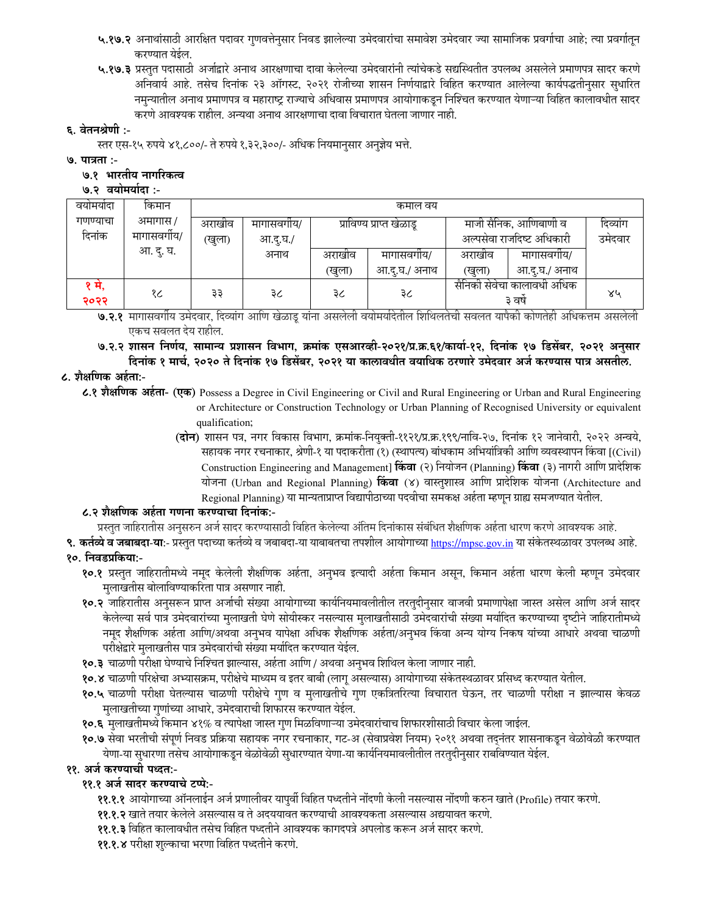५.१७.२ अनाथांसाठी आरक्षित पदावर गुणवत्तेनुसार निवड झालेल्या उमेदवारांचा समावेश उमेदवार ज्या सामाजिक प्रवर्गाचा आहे; त्या प्रवर्गातून करण्यात येईल.

५.१७.३ प्रस्तुत पदासाठी अर्जाद्वारे अनाथ आरक्षणाचा दावा केलेल्या उमेदवारांनी त्यांचेकडे सद्यस्थितीत उपलब्ध असलेले प्रमाणपत्र सादर करणे अनिवार्य आहे. तसेच दिनांक २३ ऑगस्ट, २०२१ रोजीच्या शासन निर्णयाद्वारे विहित करण्यात आलेल्या कार्यपद्धतीनुसार सुधारित नमुन्यातील अनाथ प्रमाणपत्र व महाराष्ट्र राज्याचे अधिवास प्रमाणपत्र आयोगाकडून निश्चित करण्यात येणाऱ्या विहित कालावधीत सादर करणे आवश्यक राहील. अन्यथा अनाथ आरक्षणाचा दावा विचारात घेतला जाणार नाही.

## ६. वेतनश्रेणी :-

स्तर एस-१५ रुपये ४१,८००/- ते रुपये १,३२,३००/- अधिक नियमानुसार अनुज्ञेय भत्ते.

## ७. पात्रता :-

### ७.१ भारतीय नागरिकत्व

### ७.२ वयोमर्यादा :-

| वयोमर्यादा गणण्याचा दिनांक | किमान अमागास / मागासवर्गीय/ आ. दु. घ. | कमाल वय | | | | | | |
|---|---|---|---|---|---|---|---|---|
| | | अराखीव (खुला) | मागासवर्गीय/ आ.दु.घ./ अनाथ | प्राविण्य प्राप्त खेळाडू | | माजी सैनिक, आणिबाणी व अल्पसेवा राजदिष्ट अधिकारी | | दिव्यांग उमेदवार |
| | | | | अराखीव (खुला) | मागासवर्गीय/ आ.दु.घ./ अनाथ | अराखीव (खुला) | मागासवर्गीय/ आ.दु.घ./ अनाथ | |
| १ मे, २०२२ | १८ | ३३ | ३८ | ३८ | ३८ | सैनिकी सेवेचा कालावधी अधिक ३ वर्षे | | ४५ |

**७.२.१** मागासवर्गीय उमेदवार, दिव्यांग आणि खेळाडू यांना असलेली वयोमर्यादेतील शिथिलतेची सवलत यापैकी कोणतेही अधिकत्तम असलेली एकच सवलत देय राहील.

**७.२.२ शासन निर्णय, सामान्य प्रशासन विभाग, क्रमांक एसआरव्ही-२०२१/प्र.क्र.६१/कार्या-१२, दिनांक १७ डिसेंबर, २०२१ अनुसार दिनांक १ मार्च, २०२० ते दिनांक १७ डिसेंबर, २०२१ या कालावधीत वयाधिक ठरणारे उमेदवार अर्ज करण्यास पात्र असतील.**

## ८. शैक्षणिक अर्हता:-

**८.१ शैक्षणिक अर्हता- (एक)** Possess a Degree in Civil Engineering or Civil and Rural Engineering or Urban and Rural Engineering or Architecture or Construction Technology or Urban Planning of Recognised University or equivalent qualification;

**(दोन)** शासन पत्र, नगर विकास विभाग, क्रमांक-नियुक्ती-११२१/प्र.क्र.१९९/नावि-२७, दिनांक १२ जानेवारी, २०२२ अन्वये, सहायक नगर रचनाकार, श्रेणी-१ या पदाकरीता (१) (स्थापत्य) बांधकाम अभियांत्रिकी आणि व्यवस्थापन किंवा [(Civil) Construction Engineering and Management] **किंवा** (२) नियोजन (Planning) **किंवा** (३) नागरी आणि प्रादेशिक योजना (Urban and Regional Planning) **किंवा** (४) वास्तुशास्त्र आणि प्रादेशिक योजना (Architecture and Regional Planning) या मान्यताप्राप्त विद्यापीठाच्या पदवीचा समकक्ष अर्हता म्हणून ग्राह्य समजण्यात येतील.

### ८.२ शैक्षणिक अर्हता गणना करण्याचा दिनांक:-

प्रस्तुत जाहिरातीस अनुसरुन अर्ज सादर करण्यासाठी विहित केलेल्या अंतिम दिनांकास संबंधित शैक्षणिक अर्हता धारण करणे आवश्यक आहे.

**९. कर्तव्ये व जबाबदा-या**:- प्रस्तुत पदाच्या कर्तव्ये व जबाबदा-या याबाबतचा तपशील आयोगाच्या https://mpsc.gov.in या संकेतस्थळावर उपलब्ध आहे.

## १०. निवडप्रकिया:-

**१०.१** प्रस्तुत जाहिरातीमध्ये नमूद केलेली शैक्षणिक अर्हता, अनुभव इत्यादी अर्हता किमान असून, किमान अर्हता धारण केली म्हणून उमेदवार मुलाखतीस बोलाविण्याकरिता पात्र असणार नाही.

**१०.२** जाहिरातीस अनुसरून प्राप्त अर्जाची संख्या आयोगाच्या कार्यनियमावलीतील तरतुदीनुसार वाजवी प्रमाणापेक्षा जास्त असेल आणि अर्ज सादर केलेल्या सर्व पात्र उमेदवारांच्या मुलाखती घेणे सोयीस्कर नसल्यास मुलाखतीसाठी उमेदवारांची संख्या मर्यादित करण्याच्या दृष्टीने जाहिरातीमध्ये नमूद शैक्षणिक अर्हता आणि/अथवा अनुभव यापेक्षा अधिक शैक्षणिक अर्हता/अनुभव किंवा अन्य योग्य निकष यांच्या आधारे अथवा चाळणी परीक्षेद्वारे मुलाखतीस पात्र उमेदवारांची संख्या मर्यादित करण्यात येईल.

**१०.३** चाळणी परीक्षा घेण्याचे निश्चित झाल्यास, अर्हता आणि / अथवा अनुभव शिथिल केला जाणार नाही.

**१०.४** चाळणी परिक्षेचा अभ्यासक्रम, परीक्षेचे माध्यम व इतर बाबी (लागू असल्यास) आयोगाच्या संकेतस्थळावर प्रसिध्द करण्यात येतील.

**१०.५** चाळणी परीक्षा घेतल्यास चाळणी परीक्षेचे गुण व मुलाखतीचे गुण एकत्रितरित्या विचारात घेऊन, तर चाळणी परीक्षा न झाल्यास केवळ मुलाखतीच्या गुणांच्या आधारे, उमेदवाराची शिफारस करण्यात येईल.

**१०.६** मुलाखतीमध्ये किमान ४१% व त्यापेक्षा जास्त गुण मिळविणाऱ्या उमेदवारांचाच शिफारशीसाठी विचार केला जाईल.

**१०.७** सेवा भरतीची संपूर्ण निवड प्रक्रिया सहायक नगर रचनाकार, गट-अ (सेवाप्रवेश नियम) २०११ अथवा तद्नंतर शासनाकडून वेळोवेळी करण्यात येणा-या सुधारणा तसेच आयोगाकडून वेळोवेळी सुधारण्यात येणा-या कार्यनियमावलीतील तरतुदीनुसार राबविण्यात येईल.

## ११. अर्ज करण्याची पध्दत:-

### ११.१ अर्ज सादर करण्याचे टप्पे:-

**११.१.१** आयोगाच्या ऑनलाईन अर्ज प्रणालीवर यापुर्वी विहित पध्दतीने नोंदणी केली नसल्यास नोंदणी करुन खाते (Profile) तयार करणे.

**११.१.२** खाते तयार केलेले असल्यास व ते अदययावत करण्याची आवश्यकता असल्यास अद्ययावत करणे.

**११.१.३** विहित कालावधीत तसेच विहित पध्दतीने आवश्यक कागदपत्रे अपलोड करून अर्ज सादर करणे.

**११.१.४** परीक्षा शुल्काचा भरणा विहित पध्दतीने करणे.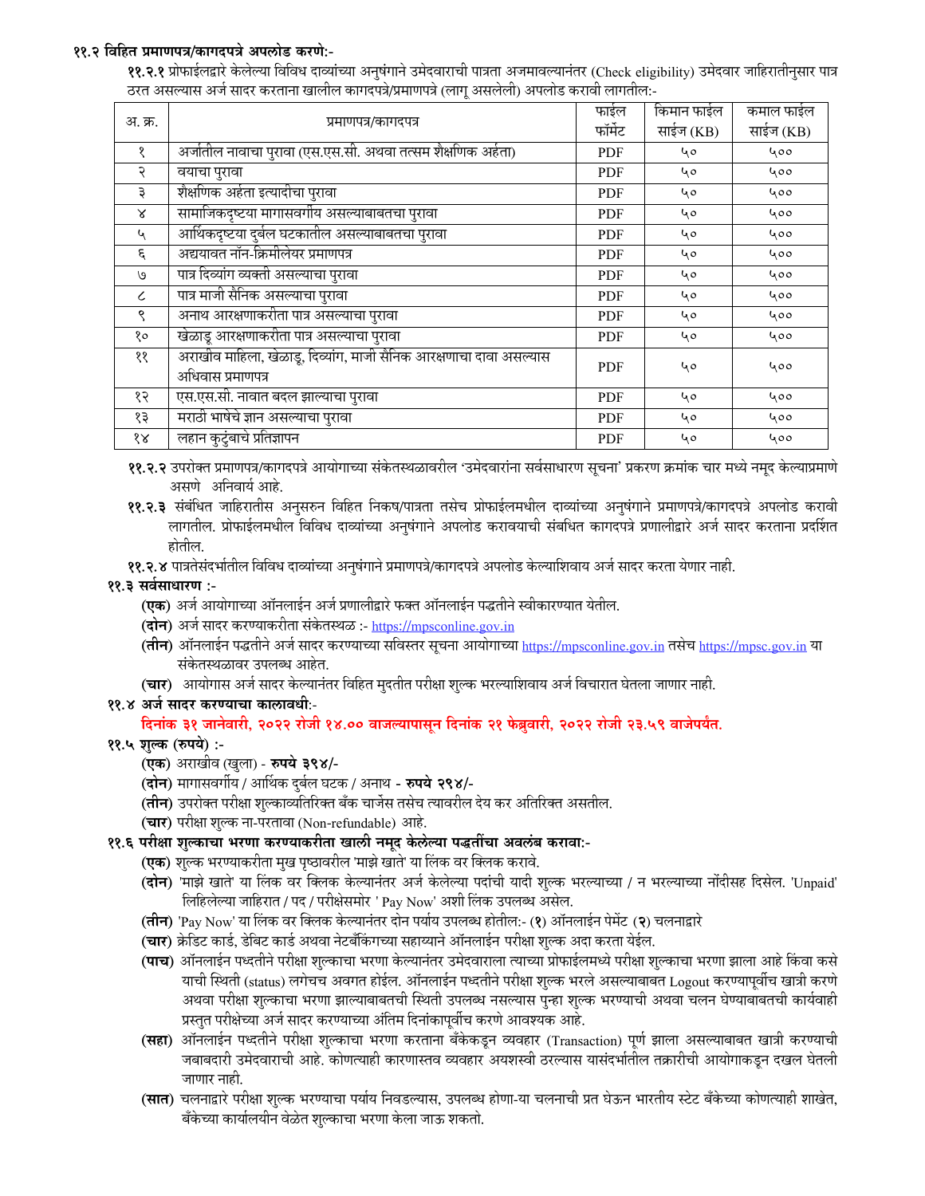**११.२ विहित प्रमाणपत्र/कागदपत्रे अपलोड करणे:-**

**११.२.१** प्रोफाईलद्वारे केलेल्या विविध दाव्यांच्या अनुषंगाने उमेदवाराची पात्रता अजमावल्यानंतर (Check eligibility) उमेदवार जाहिरातीनुसार पात्र ठरत असल्यास अर्ज सादर करताना खालील कागदपत्रे/प्रमाणपत्रे (लागू असलेली) अपलोड करावी लागतील:-

| अ. क्र. | प्रमाणपत्र/कागदपत्र | फाईल फॉरमॅट | किमान फाईल साईज (KB) | कमाल फाईल साईज (KB) |
|---|---|---|---|---|
| १ | अर्जातील नावाचा पुरावा (एस.एस.सी. अथवा तत्सम शैक्षणिक अर्हता) | PDF | ५० | ५०० |
| २ | वयाचा पुरावा | PDF | ५० | ५०० |
| ३ | शैक्षणिक अर्हता इत्यादीचा पुरावा | PDF | ५० | ५०० |
| ४ | सामाजिकदृष्टया मागासवर्गीय असल्याबाबतचा पुरावा | PDF | ५० | ५०० |
| ५ | आर्थिकदृष्टया दुर्बल घटकातील असल्याबाबतचा पुरावा | PDF | ५० | ५०० |
| ६ | अद्ययावत नॉन-क्रिमीलेयर प्रमाणपत्र | PDF | ५० | ५०० |
| ७ | पात्र दिव्यांग व्यक्ती असल्याचा पुरावा | PDF | ५० | ५०० |
| ८ | पात्र माजी सैनिक असल्याचा पुरावा | PDF | ५० | ५०० |
| ९ | अनाथ आरक्षणाकरीता पात्र असल्याचा पुरावा | PDF | ५० | ५०० |
| १० | खेळाडू आरक्षणाकरीता पात्र असल्याचा पुरावा | PDF | ५० | ५०० |
| ११ | अराखीव महिला, खेळाडू, दिव्यांग, माजी सैनिक आरक्षणाचा दावा असल्यास अधिवास प्रमाणपत्र | PDF | ५० | ५०० |
| १२ | एस.एस.सी. नावात बदल झाल्याचा पुरावा | PDF | ५० | ५०० |
| १३ | मराठी भाषेचे ज्ञान असल्याचा पुरावा | PDF | ५० | ५०० |
| १४ | लहान कुटुंबाचे प्रतिज्ञापन | PDF | ५० | ५०० |

**११.२.२** उपरोक्त प्रमाणपत्र/कागदपत्रे आयोगाच्या संकेतस्थळावरील 'उमेदवारांना सर्वसाधारण सूचना' प्रकरण क्रमांक चार मध्ये नमूद केल्याप्रमाणे असणे अनिवार्य आहे.

**११.२.३** संबंधित जाहिरातीस अनुसरुन विहित निकष/पात्रता तसेच प्रोफाईलमधील दाव्यांच्या अनुषंगाने प्रमाणपत्र/कागदपत्रे अपलोड करावी लागतील. प्रोफाईलमधील विविध दाव्यांच्या अनुषंगाने अपलोड करावयाची संबधित कागदपत्रे प्रणालीद्वारे अर्ज सादर करताना प्रदर्शित होतील.

**११.२.४** पात्रतेसंदर्भातील विविध दाव्यांच्या अनुषंगाने प्रमाणपत्रे/कागदपत्रे अपलोड केल्याशिवाय अर्ज सादर करता येणार नाही.

**११.३ सर्वसाधारण :-**

**(एक)** अर्ज आयोगाच्या ऑनलाईन अर्ज प्रणालीद्वारे फक्त ऑनलाईन पद्धतीने स्वीकारण्यात येतील.

**(दोन)** अर्ज सादर करण्याकरीता संकेतस्थळ :- https://mpsconline.gov.in

**(तीन)** ऑनलाईन पद्धतीने अर्ज सादर करण्याच्या सविस्तर सूचना आयोगाच्या https://mpsconline.gov.in तसेच https://mpsc.gov.in या संकेतस्थळावर उपलब्ध आहेत.

**(चार)** आयोगास अर्ज सादर केल्यानंतर विहित मुदतीत परीक्षा शुल्क भरल्याशिवाय अर्ज विचारात घेतला जाणार नाही.

**११.४ अर्ज सादर करण्याचा कालावधी:-**

**दिनांक ३१ जानेवारी, २०२२ रोजी १४.०० वाजल्यापासून दिनांक २१ फेब्रुवारी, २०२२ रोजी २३.५९ वाजेपर्यंत.**

**११.५ शुल्क (रुपये) :-**

**(एक)** अराखीव (खुला) - **रुपये ३९४/-**

**(दोन)** मागासवर्गीय / आर्थिक दुर्बल घटक / अनाथ - **रुपये २९४/-**

**(तीन)** उपरोक्त परीक्षा शुल्काव्यतिरिक्त बँक चार्जेस तसेच त्यावरील देय कर अतिरिक्त असतील.

**(चार)** परीक्षा शुल्क ना-परतावा (Non-refundable) आहे.

**११.६ परीक्षा शुल्काचा भरणा करण्याकरीता खाली नमूद केलेल्या पद्धतींचा अवलंब करावा:-**

**(एक)** शुल्क भरण्याकरीता मुख पृष्ठावरील 'माझे खाते' या लिंक वर क्लिक करावे.

**(दोन)** 'माझे खाते' या लिंक वर क्लिक केल्यानंतर अर्ज केलेल्या पदांची यादी शुल्क भरल्याच्या / न भरल्याच्या नोंदीसह दिसेल. 'Unpaid' लिहिलेल्या जाहिरात / पद / परीक्षेसमोर ' Pay Now' अशी लिंक उपलब्ध असेल.

**(तीन)** 'Pay Now' या लिंक वर क्लिक केल्यानंतर दोन पर्याय उपलब्ध होतील:- (**१**) ऑनलाईन पेमेंट (**२**) चलनाद्वारे

**(चार)** क्रेडिट कार्ड, डेबिट कार्ड अथवा नेटबँकिंगच्या सहाय्याने ऑनलाईन परीक्षा शुल्क अदा करता येईल.

**(पाच)** ऑनलाईन पध्दतीने परीक्षा शुल्काचा भरणा केल्यानंतर उमेदवाराला त्याच्या प्रोफाईलमध्ये परीक्षा शुल्काचा भरणा झाला आहे किंवा कसे याची स्थिती (status) लगेचच अवगत होईल. ऑनलाईन पध्दतीने परीक्षा शुल्क भरले असल्याबाबत Logout करण्यापूर्वीच खात्री करणे अथवा परीक्षा शुल्काचा भरणा झाल्याबाबतची स्थिती उपलब्ध नसल्यास पुन्हा शुल्क भरण्याची अथवा चलन घेण्याबाबतची कार्यवाही प्रस्तुत परीक्षेच्या अर्ज सादर करण्याच्या अंतिम दिनांकापूर्वीच करणे आवश्यक आहे.

**(सहा)** ऑनलाईन पध्दतीने परीक्षा शुल्काचा भरणा करताना बँकेकडून व्यवहार (Transaction) पूर्ण झाला असल्याबाबत खात्री करण्याची जबाबदारी उमेदवाराची आहे. कोणत्याही कारणास्तव व्यवहार अयशस्वी ठरल्यास यासंदर्भातील तक्रारीची आयोगाकडून दखल घेतली जाणार नाही.

**(सात)** चलनाद्वारे परीक्षा शुल्क भरण्याचा पर्याय निवडल्यास, उपलब्ध होणा-या चलनाची प्रत घेऊन भारतीय स्टेट बँकेच्या कोणत्याही शाखेत, बँकेच्या कार्यालयीन वेळेत शुल्काचा भरणा केला जाऊ शकतो.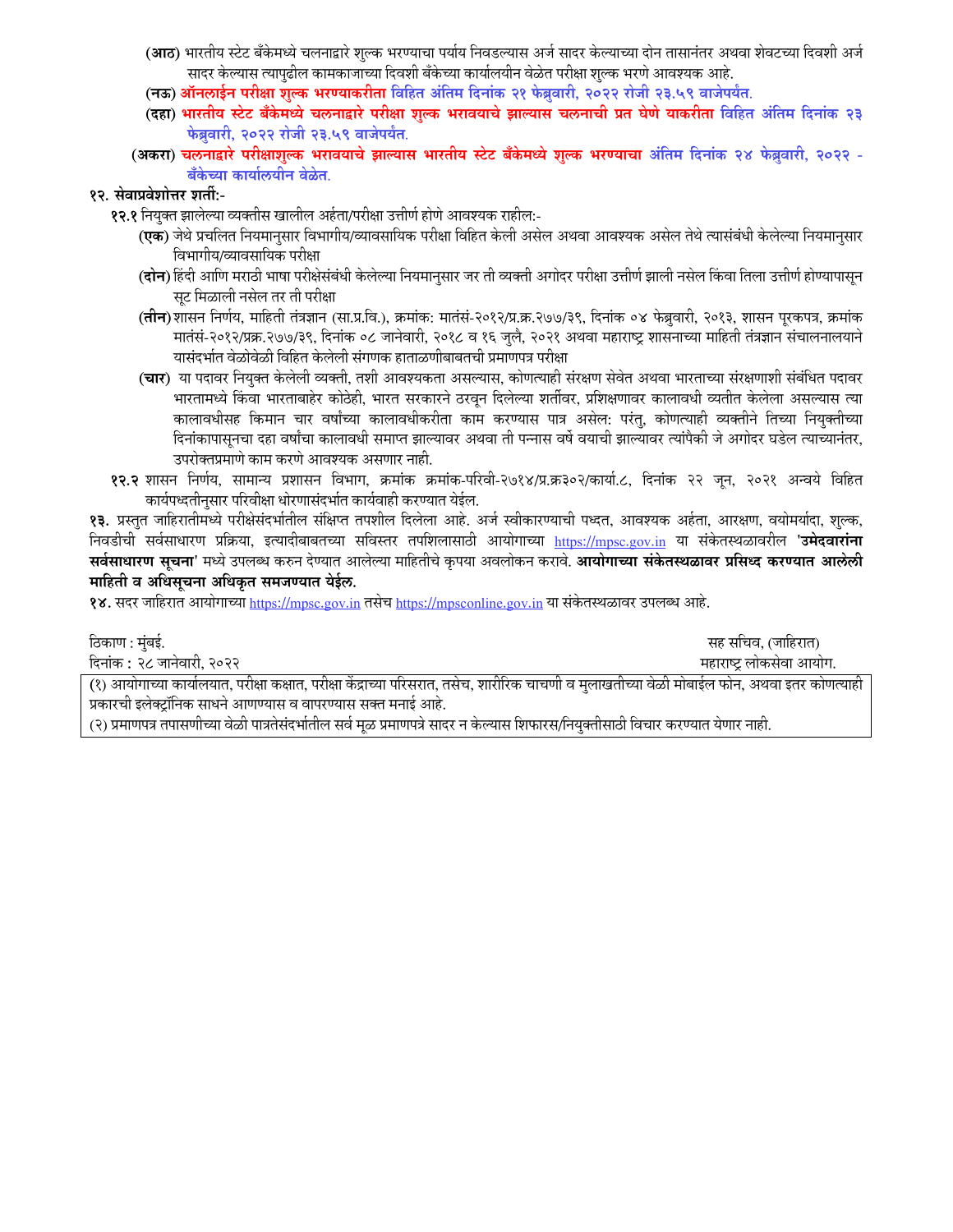(आठ) भारतीय स्टेट बँकेमध्ये चलनाद्वारे शुल्क भरण्याचा पर्याय निवडल्यास अर्ज सादर केल्याच्या दोन तासानंतर अथवा शेवटच्या दिवशी अर्ज सादर केल्यास त्यापुढील कामकाजाच्या दिवशी बँकेच्या कार्यालयीन वेळेत परीक्षा शुल्क भरणे आवश्यक आहे.

**(नऊ) ऑनलाईन परीक्षा शुल्क भरण्याकरीता विहित अंतिम दिनांक २१ फेब्रुवारी, २०२२ रोजी २३.५९ वाजेपर्यंत.**

**(दहा) भारतीय स्टेट बँकेमध्ये चलनाद्वारे परीक्षा शुल्क भरावयाचे झाल्यास चलनाची प्रत घेणे याकरीता विहित अंतिम दिनांक २३ फेब्रुवारी, २०२२ रोजी २३.५९ वाजेपर्यंत.**

**(अकरा) चलनाद्वारे परीक्षाशुल्क भरावयाचे झाल्यास भारतीय स्टेट बँकेमध्ये शुल्क भरण्याचा अंतिम दिनांक २४ फेब्रुवारी, २०२२ - बँकेच्या कार्यालयीन वेळेत.**

**१२. सेवाप्रवेशोत्तर शर्ती:-**

**१२.१** नियुक्त झालेल्या व्यक्तीस खालील अर्हता/परीक्षा उत्तीर्ण होणे आवश्यक राहील:-

**(एक)** जेथे प्रचलित नियमानुसार विभागीय/व्यावसायिक परीक्षा विहित केली असेल अथवा आवश्यक असेल तेथे त्यासंबंधी केलेल्या नियमानुसार विभागीय/व्यावसायिक परीक्षा

**(दोन)** हिंदी आणि मराठी भाषा परीक्षेसंबंधी केलेल्या नियमानुसार जर ती व्यक्ती अगोदर परीक्षा उत्तीर्ण झाली नसेल किंवा तिला उत्तीर्ण होण्यापासून सूट मिळाली नसेल तर ती परीक्षा

**(तीन)** शासन निर्णय, माहिती तंत्रज्ञान (सा.प्र.वि.), क्रमांक: मातंसं-२०१२/प्र.क्र.२७७/३९, दिनांक ०४ फेब्रुवारी, २०१३, शासन पूरकपत्र, क्रमांक मातंसं-२०१२/प्रक्र.२७७/३९, दिनांक ०८ जानेवारी, २०१८ व १६ जुलै, २०२१ अथवा महाराष्ट्र शासनाच्या माहिती तंत्रज्ञान संचालनालयाने यासंदर्भात वेळोवेळी विहित केलेली संगणक हाताळणीबाबतची प्रमाणपत्र परीक्षा

**(चार)** या पदावर नियुक्त केलेली व्यक्ती, तशी आवश्यकता असल्यास, कोणत्याही संरक्षण सेवेत अथवा भारताच्या संरक्षणाशी संबंधित पदावर भारतामध्ये किंवा भारताबाहेर कोठेही, भारत सरकारने ठरवून दिलेल्या शर्तीवर, प्रशिक्षणावर कालावधी व्यतीत केलेला असल्यास त्या कालावधीसह किमान चार वर्षांच्या कालावधीकरीता काम करण्यास पात्र असेल: परंतु, कोणत्याही व्यक्तीने तिच्या नियुक्तीच्या दिनांकापासूनचा दहा वर्षांचा कालावधी समाप्त झाल्यावर अथवा ती पन्नास वर्षे वयाची झाल्यावर त्यांपैकी जे अगोदर घडेल त्याच्यानंतर, उपरोक्तप्रमाणे काम करणे आवश्यक असणार नाही.

**१२.२** शासन निर्णय, सामान्य प्रशासन विभाग, क्रमांक क्रमांक-परिवी-२७१४/प्र.क्र३०२/कार्या.८, दिनांक २२ जून, २०२१ अन्वये विहित कार्यपध्दतीनुसार परिवीक्षा धोरणासंदर्भात कार्यवाही करण्यात येईल.

**१३.** प्रस्तुत जाहिरातीमध्ये परीक्षेसंदर्भातील संक्षिप्त तपशील दिलेला आहे. अर्ज स्वीकारण्याची पध्दत, आवश्यक अर्हता, आरक्षण, वयोमर्यादा, शुल्क, निवडीची सर्वसाधारण प्रक्रिया, इत्यादीबाबतच्या सविस्तर तपशिलासाठी आयोगाच्या https://mpsc.gov.in या संकेतस्थळावरील **'उमेदवारांना सर्वसाधारण सूचना'** मध्ये उपलब्ध करुन देण्यात आलेल्या माहितीचे कृपया अवलोकन करावे. **आयोगाच्या संकेतस्थळावर प्रसिध्द करण्यात आलेली माहिती व अधिसूचना अधिकृत समजण्यात येईल.**

**१४.** सदर जाहिरात आयोगाच्या https://mpsc.gov.in तसेच https://mpsconline.gov.in या संकेतस्थळावर उपलब्ध आहे.

ठिकाण : मुंबई.
दिनांक : २८ जानेवारी, २०२२

सह सचिव, (जाहिरात)
महाराष्ट्र लोकसेवा आयोग.

(१) आयोगाच्या कार्यालयात, परीक्षा कक्षात, परीक्षा केंद्राच्या परिसरात, तसेच, शारीरिक चाचणी व मुलाखतीच्या वेळी मोबाईल फोन, अथवा इतर कोणत्याही प्रकारची इलेक्ट्रॉनिक साधने आणण्यास व वापरण्यास सक्त मनाई आहे.

(२) प्रमाणपत्र तपासणीच्या वेळी पात्रतेसंदर्भातील सर्व मूळ प्रमाणपत्रे सादर न केल्यास शिफारस/नियुक्तीसाठी विचार करण्यात येणार नाही.